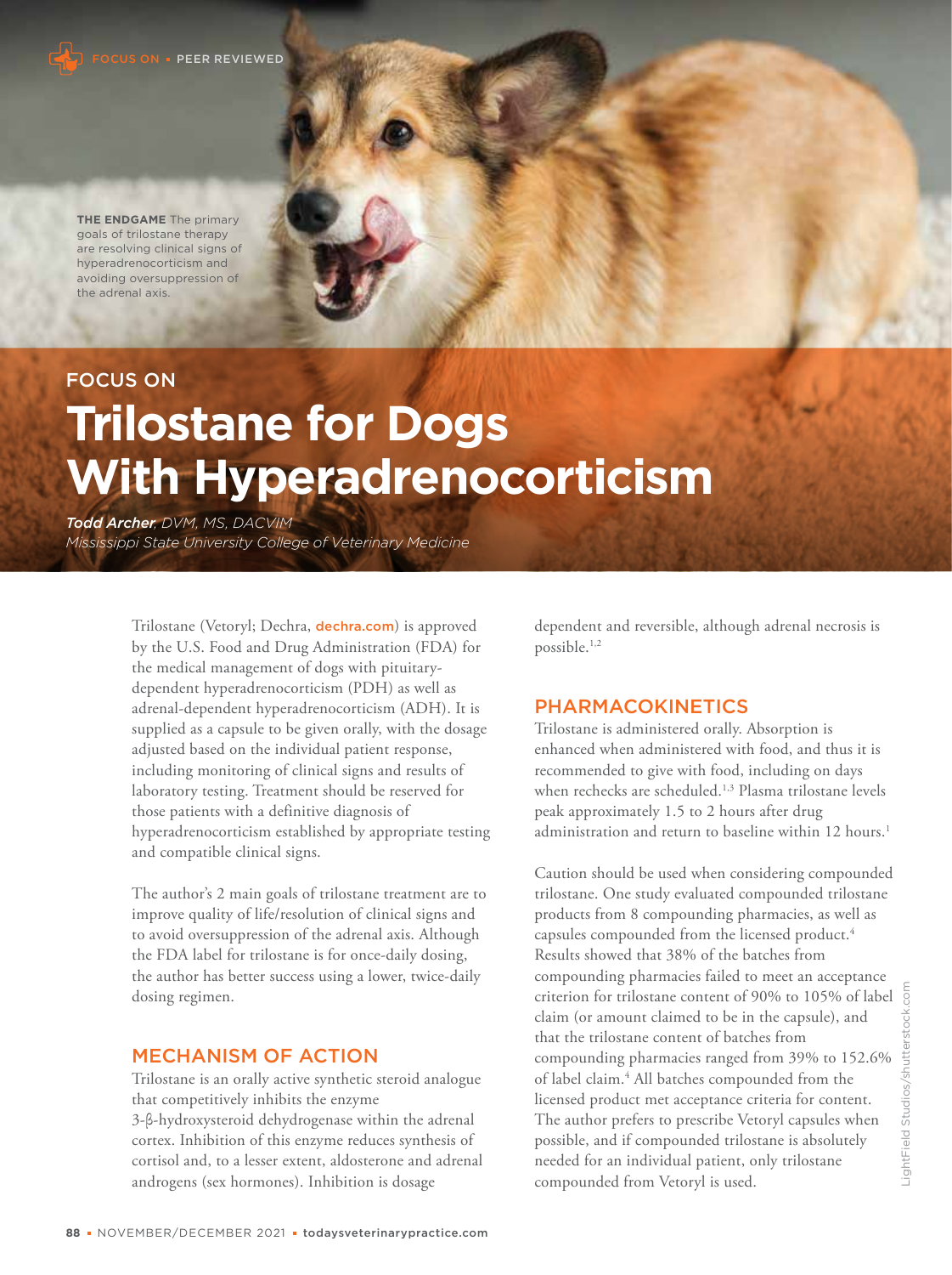FOCUS ON • PEER REVIEWED

**THE ENDGAME** The primary goals of trilostane therapy are resolving clinical signs of hyperadrenocorticism and avoiding oversuppression of the adrenal axis.

FOCUS ON

# Trilostane for Dogs With Hyperadrenocorticism

***Todd Archer**, DVM, MS, DACVIM*
*Mississippi State University College of Veterinary Medicine*

Trilostane (Vetoryl; Dechra, dechra.com) is approved by the U.S. Food and Drug Administration (FDA) for the medical management of dogs with pituitary-dependent hyperadrenocorticism (PDH) as well as adrenal-dependent hyperadrenocorticism (ADH). It is supplied as a capsule to be given orally, with the dosage adjusted based on the individual patient response, including monitoring of clinical signs and results of laboratory testing. Treatment should be reserved for those patients with a definitive diagnosis of hyperadrenocorticism established by appropriate testing and compatible clinical signs.

The author's 2 main goals of trilostane treatment are to improve quality of life/resolution of clinical signs and to avoid oversuppression of the adrenal axis. Although the FDA label for trilostane is for once-daily dosing, the author has better success using a lower, twice-daily dosing regimen.

## MECHANISM OF ACTION

Trilostane is an orally active synthetic steroid analogue that competitively inhibits the enzyme 3-β-hydroxysteroid dehydrogenase within the adrenal cortex. Inhibition of this enzyme reduces synthesis of cortisol and, to a lesser extent, aldosterone and adrenal androgens (sex hormones). Inhibition is dosage dependent and reversible, although adrenal necrosis is possible.[1,2]

## PHARMACOKINETICS

Trilostane is administered orally. Absorption is enhanced when administered with food, and thus it is recommended to give with food, including on days when rechecks are scheduled.[1,3] Plasma trilostane levels peak approximately 1.5 to 2 hours after drug administration and return to baseline within 12 hours.[1]

Caution should be used when considering compounded trilostane. One study evaluated compounded trilostane products from 8 compounding pharmacies, as well as capsules compounded from the licensed product.[4] Results showed that 38% of the batches from compounding pharmacies failed to meet an acceptance criterion for trilostane content of 90% to 105% of label claim (or amount claimed to be in the capsule), and that the trilostane content of batches from compounding pharmacies ranged from 39% to 152.6% of label claim.[4] All batches compounded from the licensed product met acceptance criteria for content. The author prefers to prescribe Vetoryl capsules when possible, and if compounded trilostane is absolutely needed for an individual patient, only trilostane compounded from Vetoryl is used.

LightField Studios/shutterstock.com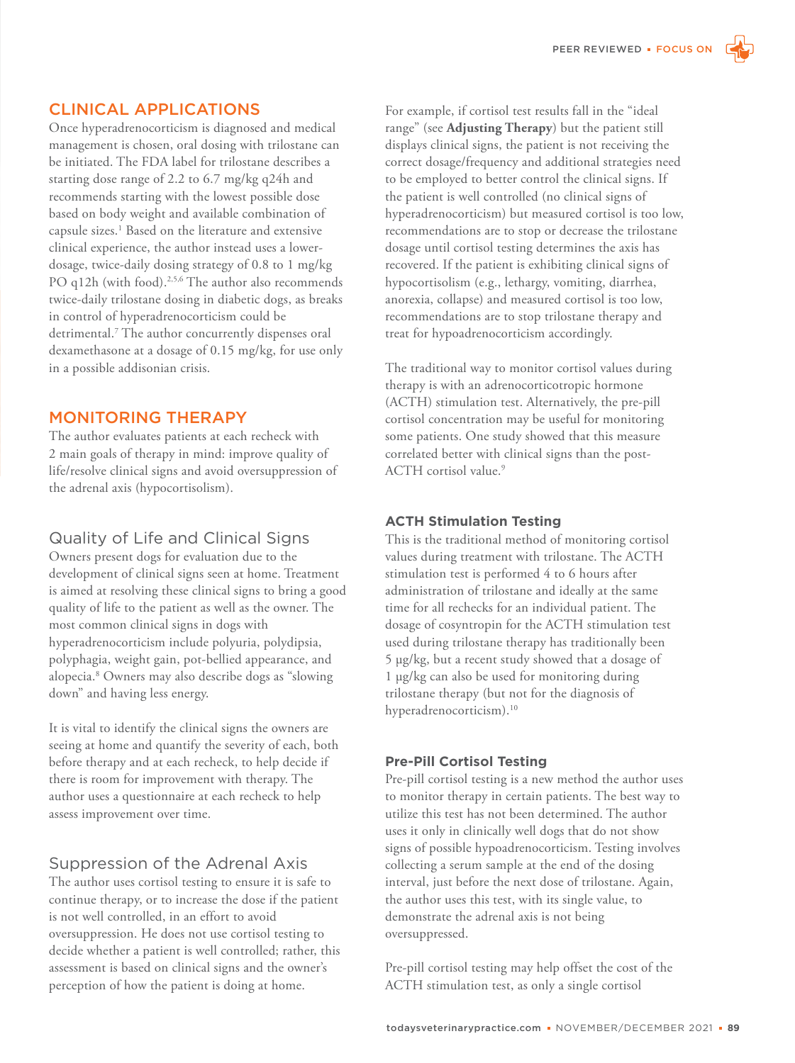## CLINICAL APPLICATIONS

Once hyperadrenocorticism is diagnosed and medical management is chosen, oral dosing with trilostane can be initiated. The FDA label for trilostane describes a starting dose range of 2.2 to 6.7 mg/kg q24h and recommends starting with the lowest possible dose based on body weight and available combination of capsule sizes.[1] Based on the literature and extensive clinical experience, the author instead uses a lower-dosage, twice-daily dosing strategy of 0.8 to 1 mg/kg PO q12h (with food).[2,5,6] The author also recommends twice-daily trilostane dosing in diabetic dogs, as breaks in control of hyperadrenocorticism could be detrimental.[7] The author concurrently dispenses oral dexamethasone at a dosage of 0.15 mg/kg, for use only in a possible addisonian crisis.

## MONITORING THERAPY

The author evaluates patients at each recheck with 2 main goals of therapy in mind: improve quality of life/resolve clinical signs and avoid oversuppression of the adrenal axis (hypocortisolism).

### Quality of Life and Clinical Signs

Owners present dogs for evaluation due to the development of clinical signs seen at home. Treatment is aimed at resolving these clinical signs to bring a good quality of life to the patient as well as the owner. The most common clinical signs in dogs with hyperadrenocorticism include polyuria, polydipsia, polyphagia, weight gain, pot-bellied appearance, and alopecia.[8] Owners may also describe dogs as "slowing down" and having less energy.

It is vital to identify the clinical signs the owners are seeing at home and quantify the severity of each, both before therapy and at each recheck, to help decide if there is room for improvement with therapy. The author uses a questionnaire at each recheck to help assess improvement over time.

### Suppression of the Adrenal Axis

The author uses cortisol testing to ensure it is safe to continue therapy, or to increase the dose if the patient is not well controlled, in an effort to avoid oversuppression. He does not use cortisol testing to decide whether a patient is well controlled; rather, this assessment is based on clinical signs and the owner's perception of how the patient is doing at home.

For example, if cortisol test results fall in the "ideal range" (see **Adjusting Therapy**) but the patient still displays clinical signs, the patient is not receiving the correct dosage/frequency and additional strategies need to be employed to better control the clinical signs. If the patient is well controlled (no clinical signs of hyperadrenocorticism) but measured cortisol is too low, recommendations are to stop or decrease the trilostane dosage until cortisol testing determines the axis has recovered. If the patient is exhibiting clinical signs of hypocortisolism (e.g., lethargy, vomiting, diarrhea, anorexia, collapse) and measured cortisol is too low, recommendations are to stop trilostane therapy and treat for hypoadrenocorticism accordingly.

The traditional way to monitor cortisol values during therapy is with an adrenocorticotropic hormone (ACTH) stimulation test. Alternatively, the pre-pill cortisol concentration may be useful for monitoring some patients. One study showed that this measure correlated better with clinical signs than the post-ACTH cortisol value.[9]

#### ACTH Stimulation Testing

This is the traditional method of monitoring cortisol values during treatment with trilostane. The ACTH stimulation test is performed 4 to 6 hours after administration of trilostane and ideally at the same time for all rechecks for an individual patient. The dosage of cosyntropin for the ACTH stimulation test used during trilostane therapy has traditionally been 5 µg/kg, but a recent study showed that a dosage of 1 µg/kg can also be used for monitoring during trilostane therapy (but not for the diagnosis of hyperadrenocorticism).[10]

#### Pre-Pill Cortisol Testing

Pre-pill cortisol testing is a new method the author uses to monitor therapy in certain patients. The best way to utilize this test has not been determined. The author uses it only in clinically well dogs that do not show signs of possible hypoadrenocorticism. Testing involves collecting a serum sample at the end of the dosing interval, just before the next dose of trilostane. Again, the author uses this test, with its single value, to demonstrate the adrenal axis is not being oversuppressed.

Pre-pill cortisol testing may help offset the cost of the ACTH stimulation test, as only a single cortisol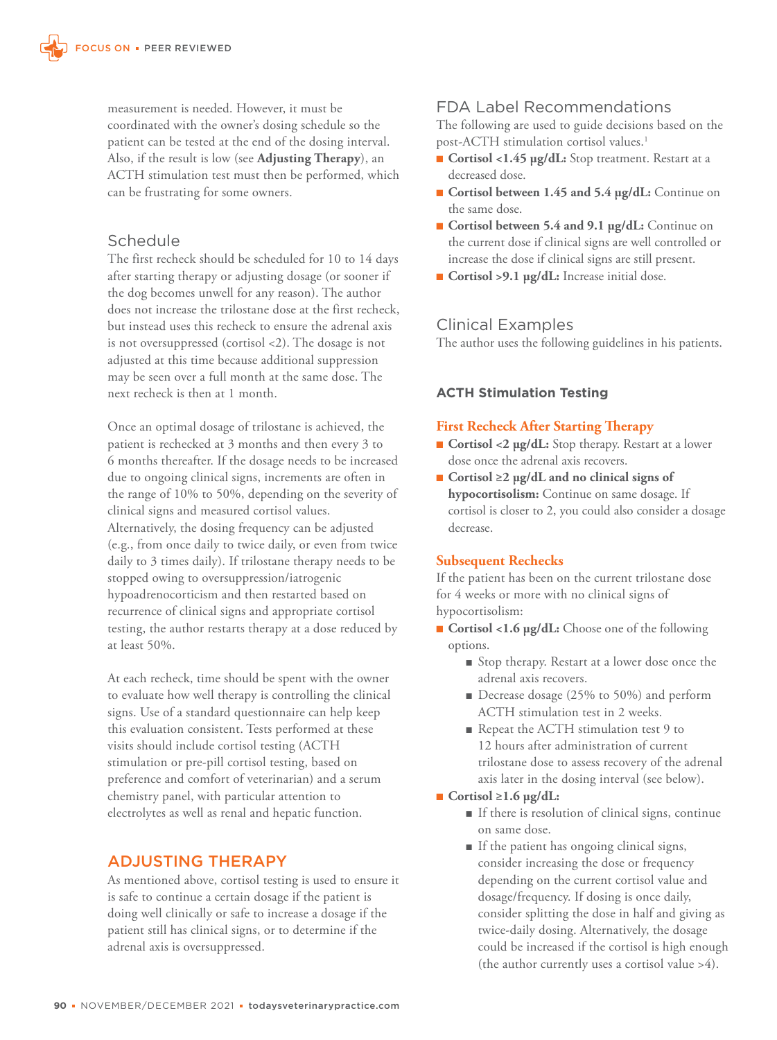measurement is needed. However, it must be coordinated with the owner's dosing schedule so the patient can be tested at the end of the dosing interval. Also, if the result is low (see **Adjusting Therapy**), an ACTH stimulation test must then be performed, which can be frustrating for some owners.

### Schedule

The first recheck should be scheduled for 10 to 14 days after starting therapy or adjusting dosage (or sooner if the dog becomes unwell for any reason). The author does not increase the trilostane dose at the first recheck, but instead uses this recheck to ensure the adrenal axis is not oversuppressed (cortisol <2). The dosage is not adjusted at this time because additional suppression may be seen over a full month at the same dose. The next recheck is then at 1 month.

Once an optimal dosage of trilostane is achieved, the patient is rechecked at 3 months and then every 3 to 6 months thereafter. If the dosage needs to be increased due to ongoing clinical signs, increments are often in the range of 10% to 50%, depending on the severity of clinical signs and measured cortisol values. Alternatively, the dosing frequency can be adjusted (e.g., from once daily to twice daily, or even from twice daily to 3 times daily). If trilostane therapy needs to be stopped owing to oversuppression/iatrogenic hypoadrenocorticism and then restarted based on recurrence of clinical signs and appropriate cortisol testing, the author restarts therapy at a dose reduced by at least 50%.

At each recheck, time should be spent with the owner to evaluate how well therapy is controlling the clinical signs. Use of a standard questionnaire can help keep this evaluation consistent. Tests performed at these visits should include cortisol testing (ACTH stimulation or pre-pill cortisol testing, based on preference and comfort of veterinarian) and a serum chemistry panel, with particular attention to electrolytes as well as renal and hepatic function.

## ADJUSTING THERAPY

As mentioned above, cortisol testing is used to ensure it is safe to continue a certain dosage if the patient is doing well clinically or safe to increase a dosage if the patient still has clinical signs, or to determine if the adrenal axis is oversuppressed.

### FDA Label Recommendations

The following are used to guide decisions based on the post-ACTH stimulation cortisol values.[1]

- **Cortisol <1.45 µg/dL:** Stop treatment. Restart at a decreased dose.
- **Cortisol between 1.45 and 5.4 µg/dL:** Continue on the same dose.
- **Cortisol between 5.4 and 9.1 µg/dL:** Continue on the current dose if clinical signs are well controlled or increase the dose if clinical signs are still present.
- **Cortisol >9.1 µg/dL:** Increase initial dose.

### Clinical Examples

The author uses the following guidelines in his patients.

#### ACTH Stimulation Testing

##### First Recheck After Starting Therapy

- **Cortisol <2 µg/dL:** Stop therapy. Restart at a lower dose once the adrenal axis recovers.
- **Cortisol ≥2 µg/dL and no clinical signs of hypocortisolism:** Continue on same dosage. If cortisol is closer to 2, you could also consider a dosage decrease.

##### Subsequent Rechecks

If the patient has been on the current trilostane dose for 4 weeks or more with no clinical signs of hypocortisolism:

- **Cortisol <1.6 µg/dL:** Choose one of the following options.
  - Stop therapy. Restart at a lower dose once the adrenal axis recovers.
  - Decrease dosage (25% to 50%) and perform ACTH stimulation test in 2 weeks.
  - Repeat the ACTH stimulation test 9 to 12 hours after administration of current trilostane dose to assess recovery of the adrenal axis later in the dosing interval (see below).
- **Cortisol ≥1.6 µg/dL:**
  - If there is resolution of clinical signs, continue on same dose.
  - If the patient has ongoing clinical signs, consider increasing the dose or frequency depending on the current cortisol value and dosage/frequency. If dosing is once daily, consider splitting the dose in half and giving as twice-daily dosing. Alternatively, the dosage could be increased if the cortisol is high enough (the author currently uses a cortisol value >4).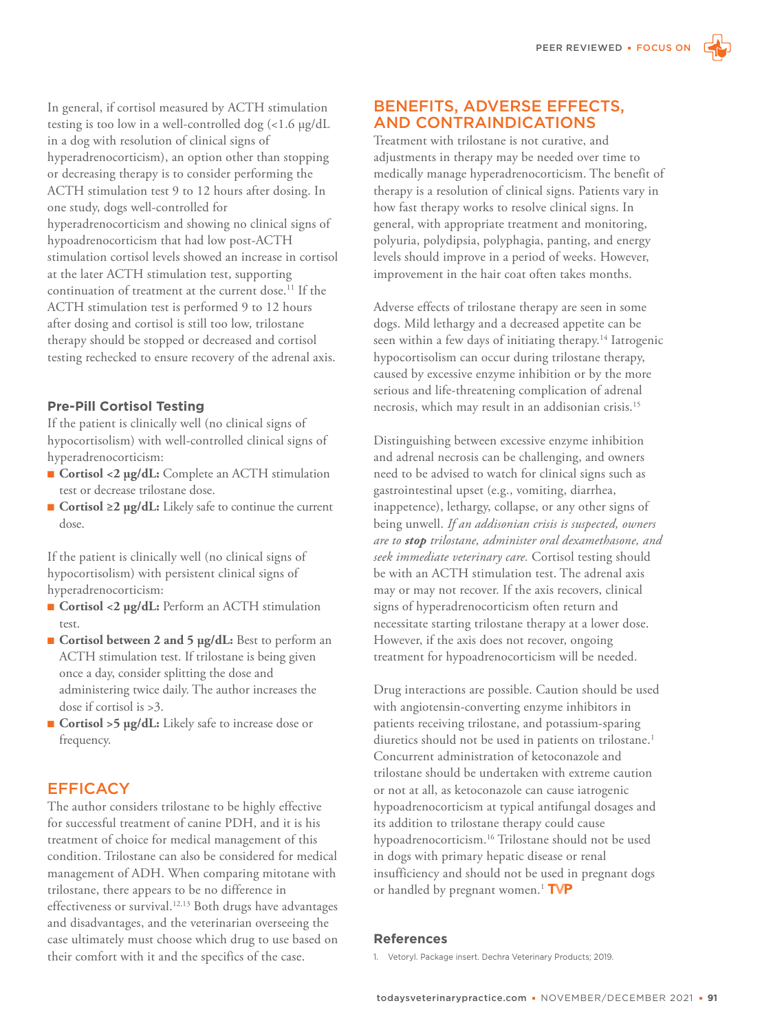In general, if cortisol measured by ACTH stimulation testing is too low in a well-controlled dog (<1.6 µg/dL in a dog with resolution of clinical signs of hyperadrenocorticism), an option other than stopping or decreasing therapy is to consider performing the ACTH stimulation test 9 to 12 hours after dosing. In one study, dogs well-controlled for hyperadrenocorticism and showing no clinical signs of hypoadrenocorticism that had low post-ACTH stimulation cortisol levels showed an increase in cortisol at the later ACTH stimulation test, supporting continuation of treatment at the current dose.[11] If the ACTH stimulation test is performed 9 to 12 hours after dosing and cortisol is still too low, trilostane therapy should be stopped or decreased and cortisol testing rechecked to ensure recovery of the adrenal axis.

### Pre-Pill Cortisol Testing

If the patient is clinically well (no clinical signs of hypocortisolism) with well-controlled clinical signs of hyperadrenocorticism:

- **Cortisol <2 µg/dL:** Complete an ACTH stimulation test or decrease trilostane dose.
- **Cortisol ≥2 µg/dL:** Likely safe to continue the current dose.

If the patient is clinically well (no clinical signs of hypocortisolism) with persistent clinical signs of hyperadrenocorticism:

- **Cortisol <2 µg/dL:** Perform an ACTH stimulation test.
- **Cortisol between 2 and 5 µg/dL:** Best to perform an ACTH stimulation test. If trilostane is being given once a day, consider splitting the dose and administering twice daily. The author increases the dose if cortisol is >3.
- **Cortisol >5 µg/dL:** Likely safe to increase dose or frequency.

## EFFICACY

The author considers trilostane to be highly effective for successful treatment of canine PDH, and it is his treatment of choice for medical management of this condition. Trilostane can also be considered for medical management of ADH. When comparing mitotane with trilostane, there appears to be no difference in effectiveness or survival.[12,13] Both drugs have advantages and disadvantages, and the veterinarian overseeing the case ultimately must choose which drug to use based on their comfort with it and the specifics of the case.

## BENEFITS, ADVERSE EFFECTS, AND CONTRAINDICATIONS

Treatment with trilostane is not curative, and adjustments in therapy may be needed over time to medically manage hyperadrenocorticism. The benefit of therapy is a resolution of clinical signs. Patients vary in how fast therapy works to resolve clinical signs. In general, with appropriate treatment and monitoring, polyuria, polydipsia, polyphagia, panting, and energy levels should improve in a period of weeks. However, improvement in the hair coat often takes months.

Adverse effects of trilostane therapy are seen in some dogs. Mild lethargy and a decreased appetite can be seen within a few days of initiating therapy.[14] Iatrogenic hypocortisolism can occur during trilostane therapy, caused by excessive enzyme inhibition or by the more serious and life-threatening complication of adrenal necrosis, which may result in an addisonian crisis.[15]

Distinguishing between excessive enzyme inhibition and adrenal necrosis can be challenging, and owners need to be advised to watch for clinical signs such as gastrointestinal upset (e.g., vomiting, diarrhea, inappetence), lethargy, collapse, or any other signs of being unwell. *If an addisonian crisis is suspected, owners are to* ***stop*** *trilostane, administer oral dexamethasone, and seek immediate veterinary care.* Cortisol testing should be with an ACTH stimulation test. The adrenal axis may or may not recover. If the axis recovers, clinical signs of hyperadrenocorticism often return and necessitate starting trilostane therapy at a lower dose. However, if the axis does not recover, ongoing treatment for hypoadrenocorticism will be needed.

Drug interactions are possible. Caution should be used with angiotensin-converting enzyme inhibitors in patients receiving trilostane, and potassium-sparing diuretics should not be used in patients on trilostane.[1] Concurrent administration of ketoconazole and trilostane should be undertaken with extreme caution or not at all, as ketoconazole can cause iatrogenic hypoadrenocorticism at typical antifungal dosages and its addition to trilostane therapy could cause hypoadrenocorticism.[16] Trilostane should not be used in dogs with primary hepatic disease or renal insufficiency and should not be used in pregnant dogs or handled by pregnant women.[1] TVP

### References

1. Vetoryl. Package insert. Dechra Veterinary Products; 2019.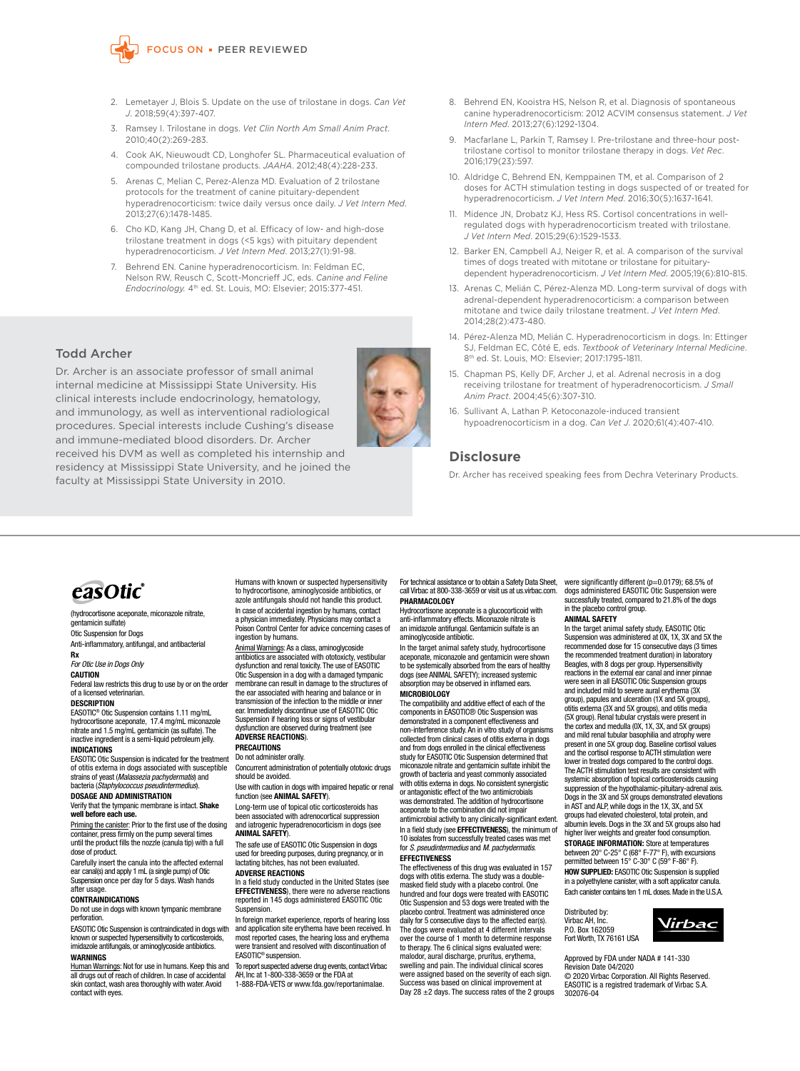2. Lemetayer J, Blois S. Update on the use of trilostane in dogs. *Can Vet J.* 2018;59(4):397-407.
3. Ramsey I. Trilostane in dogs. *Vet Clin North Am Small Anim Pract.* 2010;40(2):269-283.
4. Cook AK, Nieuwoudt CD, Longhofer SL. Pharmaceutical evaluation of compounded trilostane products. *JAAHA*. 2012;48(4):228-233.
5. Arenas C, Melian C, Perez-Alenza MD. Evaluation of 2 trilostane protocols for the treatment of canine pituitary-dependent hyperadrenocorticism: twice daily versus once daily. *J Vet Intern Med*. 2013;27(6):1478-1485.
6. Cho KD, Kang JH, Chang D, et al. Efficacy of low- and high-dose trilostane treatment in dogs (<5 kgs) with pituitary dependent hyperadrenocorticism. *J Vet Intern Med*. 2013;27(1):91-98.
7. Behrend EN. Canine hyperadrenocorticism. In: Feldman EC, Nelson RW, Reusch C, Scott-Moncrieff JC, eds. *Canine and Feline Endocrinology.* 4th ed. St. Louis, MO: Elsevier; 2015:377-451.
8. Behrend EN, Kooistra HS, Nelson R, et al. Diagnosis of spontaneous canine hyperadrenocorticism: 2012 ACVIM consensus statement. *J Vet Intern Med*. 2013;27(6):1292-1304.
9. Macfarlane L, Parkin T, Ramsey I. Pre-trilostane and three-hour post-trilostane cortisol to monitor trilostane therapy in dogs. *Vet Rec*. 2016;179(23):597.
10. Aldridge C, Behrend EN, Kemppainen TM, et al. Comparison of 2 doses for ACTH stimulation testing in dogs suspected of or treated for hyperadrenocorticism. *J Vet Intern Med*. 2016;30(5):1637-1641.
11. Midence JN, Drobatz KJ, Hess RS. Cortisol concentrations in well-regulated dogs with hyperadrenocorticism treated with trilostane. *J Vet Intern Med*. 2015;29(6):1529-1533.
12. Barker EN, Campbell AJ, Neiger R, et al. A comparison of the survival times of dogs treated with mitotane or trilostane for pituitary-dependent hyperadrenocorticism. *J Vet Intern Med*. 2005;19(6):810-815.
13. Arenas C, Melián C, Pérez-Alenza MD. Long-term survival of dogs with adrenal-dependent hyperadrenocorticism: a comparison between mitotane and twice daily trilostane treatment. *J Vet Intern Med*. 2014;28(2):473-480.
14. Pérez-Alenza MD, Melián C. Hyperadrenocorticism in dogs. In: Ettinger SJ, Feldman EC, Côté E, eds. *Textbook of Veterinary Internal Medicine*. 8th ed. St. Louis, MO: Elsevier; 2017:1795-1811.
15. Chapman PS, Kelly DF, Archer J, et al. Adrenal necrosis in a dog receiving trilostane for treatment of hyperadrenocorticism. *J Small Anim Pract*. 2004;45(6):307-310.
16. Sullivant A, Lathan P. Ketoconazole-induced transient hypoadrenocorticism in a dog. *Can Vet J*. 2020;61(4):407-410.

## Todd Archer

Dr. Archer is an associate professor of small animal internal medicine at Mississippi State University. His clinical interests include endocrinology, hematology, and immunology, as well as interventional radiological procedures. Special interests include Cushing's disease and immune-mediated blood disorders. Dr. Archer received his DVM as well as completed his internship and residency at Mississippi State University, and he joined the faculty at Mississippi State University in 2010.

## Disclosure

Dr. Archer has received speaking fees from Dechra Veterinary Products.

---

# easOtic®

(hydrocortisone aceponate, miconazole nitrate, gentamicin sulfate)

Otic Suspension for Dogs

Anti-inflammatory, antifungal, and antibacterial

**Rx**

*For Otic Use in Dogs Only*

**CAUTION**

Federal law restricts this drug to use by or on the order of a licensed veterinarian.

**DESCRIPTION**

EASOTIC® Otic Suspension contains 1.11 mg/mL hydrocortisone aceponate, 17.4 mg/mL miconazole nitrate and 1.5 mg/mL gentamicin (as sulfate). The inactive ingredient is a semi-liquid petroleum jelly.

**INDICATIONS**

EASOTIC Otic Suspension is indicated for the treatment of otitis externa in dogs associated with susceptible strains of yeast (*Malassezia pachydermatis*) and bacteria (*Staphylococcus pseudintermedius*).

**DOSAGE AND ADMINISTRATION**

Verify that the tympanic membrane is intact. **Shake well before each use.**

Priming the canister: Prior to the first use of the dosing container, press firmly on the pump several times until the product fills the nozzle (canula tip) with a full dose of product.

Carefully insert the canula into the affected external ear canal(s) and apply 1 mL (a single pump) of Otic Suspension once per day for 5 days. Wash hands after usage.

**CONTRAINDICATIONS**

Do not use in dogs with known tympanic membrane perforation.

EASOTIC Otic Suspension is contraindicated in dogs with known or suspected hypersensitivity to corticosteroids, imidazole antifungals, or aminoglycoside antibiotics.

**WARNINGS**

Human Warnings: Not for use in humans. Keep this and all drugs out of reach of children. In case of accidental skin contact, wash area thoroughly with water. Avoid contact with eyes. Humans with known or suspected hypersensitivity to hydrocortisone, aminoglycoside antibiotics, or azole antifungals should not handle this product. In case of accidental ingestion by humans, contact a physician immediately. Physicians may contact a Poison Control Center for advice concerning cases of ingestion by humans.

Animal Warnings: As a class, aminoglycoside antibiotics are associated with ototoxicity, vestibular dysfunction and renal toxicity. The use of EASOTIC Otic Suspension in a dog with a damaged tympanic membrane can result in damage to the structures of the ear associated with hearing and balance or in transmission of the infection to the middle or inner ear. Immediately discontinue use of EASOTIC Otic Suspension if hearing loss or signs of vestibular dysfunction are observed during treatment (see **ADVERSE REACTIONS**).

**PRECAUTIONS**

Do not administer orally.

Concurrent administration of potentially ototoxic drugs should be avoided.

Use with caution in dogs with impaired hepatic or renal function (see **ANIMAL SAFETY**).

Long-term use of topical otic corticosteroids has been associated with adrenocortical suppression and iatrogenic hyperadrenocorticism in dogs (see **ANIMAL SAFETY**).

The safe use of EASOTIC Otic Suspension in dogs used for breeding purposes, during pregnancy, or in lactating bitches, has not been evaluated.

**ADVERSE REACTIONS**

In a field study conducted in the United States (see **EFFECTIVENESS**), there were no adverse reactions reported in 145 dogs administered EASOTIC Otic Suspension.

In foreign market experience, reports of hearing loss and application site erythema have been received. In most reported cases, the hearing loss and erythema were transient and resolved with discontinuation of EASOTIC® suspension.

To report suspected adverse drug events, contact Virbac AH, Inc at 1-800-338-3659 or the FDA at 1-888-FDA-VETS or www.fda.gov/reportanimalae.

For technical assistance or to obtain a Safety Data Sheet, call Virbac at 800-338-3659 or visit us at us.virbac.com.

**PHARMACOLOGY**

Hydrocortisone aceponate is a glucocorticoid with anti-inflammatory effects. Miconazole nitrate is an imidazole antifungal. Gentamicin sulfate is an aminoglycoside antibiotic.

In the target animal safety study, hydrocortisone aceponate, miconazole and gentamicin were shown to be systemically absorbed from the ears of healthy dogs (see ANIMAL SAFETY); increased systemic absorption may be observed in inflamed ears.

**MICROBIOLOGY**

The compatibility and additive effect of each of the components in EASOTIC® Otic Suspension was demonstrated in a component effectiveness and non-interference study. An in vitro study of organisms collected from clinical cases of otitis externa in dogs and from dogs enrolled in the clinical effectiveness study for EASOTIC Otic Suspension determined that miconazole nitrate and gentamicin sulfate inhibit the growth of bacteria and yeast commonly associated with otitis externa in dogs. No consistent synergistic or antagonistic effect of the two antimicrobials was demonstrated. The addition of hydrocortisone aceponate to the combination did not impair antimicrobial activity to any clinically-significant extent.

In a field study (see **EFFECTIVENESS**), the minimum of 10 isolates from successfully treated cases was met for *S. pseudintermedius* and *M. pachydermatis*.

**EFFECTIVENESS**

The effectiveness of this drug was evaluated in 157 dogs with otitis externa. The study was a double-masked field study with a placebo control. One hundred and four dogs were treated with EASOTIC Otic Suspension and 53 dogs were treated with the placebo control. Treatment was administered once daily for 5 consecutive days to the affected ear(s). The dogs were evaluated at 4 different intervals over the course of 1 month to determine response to therapy. The 6 clinical signs evaluated were: malodor, aural discharge, pruritus, erythema, swelling and pain. The individual clinical scores were assigned based on the severity of each sign. Success was based on clinical improvement at Day 28 ±2 days. The success rates of the 2 groups were significantly different (p=0.0179); 68.5% of dogs administered EASOTIC Otic Suspension were successfully treated, compared to 21.8% of the dogs in the placebo control group.

**ANIMAL SAFETY**

In the target animal safety study, EASOTIC Otic Suspension was administered at 0X, 1X, 3X and 5X the recommended dose for 15 consecutive days (3 times the recommended treatment duration) in laboratory Beagles, with 8 dogs per group. Hypersensitivity reactions in the external ear canal and inner pinnae were seen in all EASOTIC Otic Suspension groups and included mild to severe aural erythema (3X group), papules and ulceration (1X and 5X groups), otitis externa (3X and 5X groups), and otitis media (5X group). Renal tubular crystals were present in the cortex and medulla (0X, 1X, 3X, and 5X groups) and mild renal tubular basophilia and atrophy were present in one 5X group dog. Baseline cortisol values and the cortisol response to ACTH stimulation were lower in treated dogs compared to the control dogs. The ACTH stimulation test results are consistent with systemic absorption of topical corticosteroids causing suppression of the hypothalamic-pituitary-adrenal axis. Dogs in the 3X and 5X groups demonstrated elevations in AST and ALP, while dogs in the 1X, 3X, and 5X groups had elevated cholesterol, total protein, and albumin levels. Dogs in the 3X and 5X groups also had higher liver weights and greater food consumption.

**STORAGE INFORMATION:** Store at temperatures between 20° C-25° C (68° F-77° F), with excursions permitted between 15° C-30° C (59° F-86° F).

**HOW SUPPLIED:** EASOTIC Otic Suspension is supplied in a polyethylene canister, with a soft applicator canula. Each canister contains ten 1 mL doses. Made in the U.S.A.

Distributed by:
Virbac AH, Inc.
P.O. Box 162059
Fort Worth, TX 76161 USA

Virbac

Approved by FDA under NADA # 141-330
Revision Date 04/2020
© 2020 Virbac Corporation. All Rights Reserved.
EASOTIC is a registred trademark of Virbac S.A.
302076-04